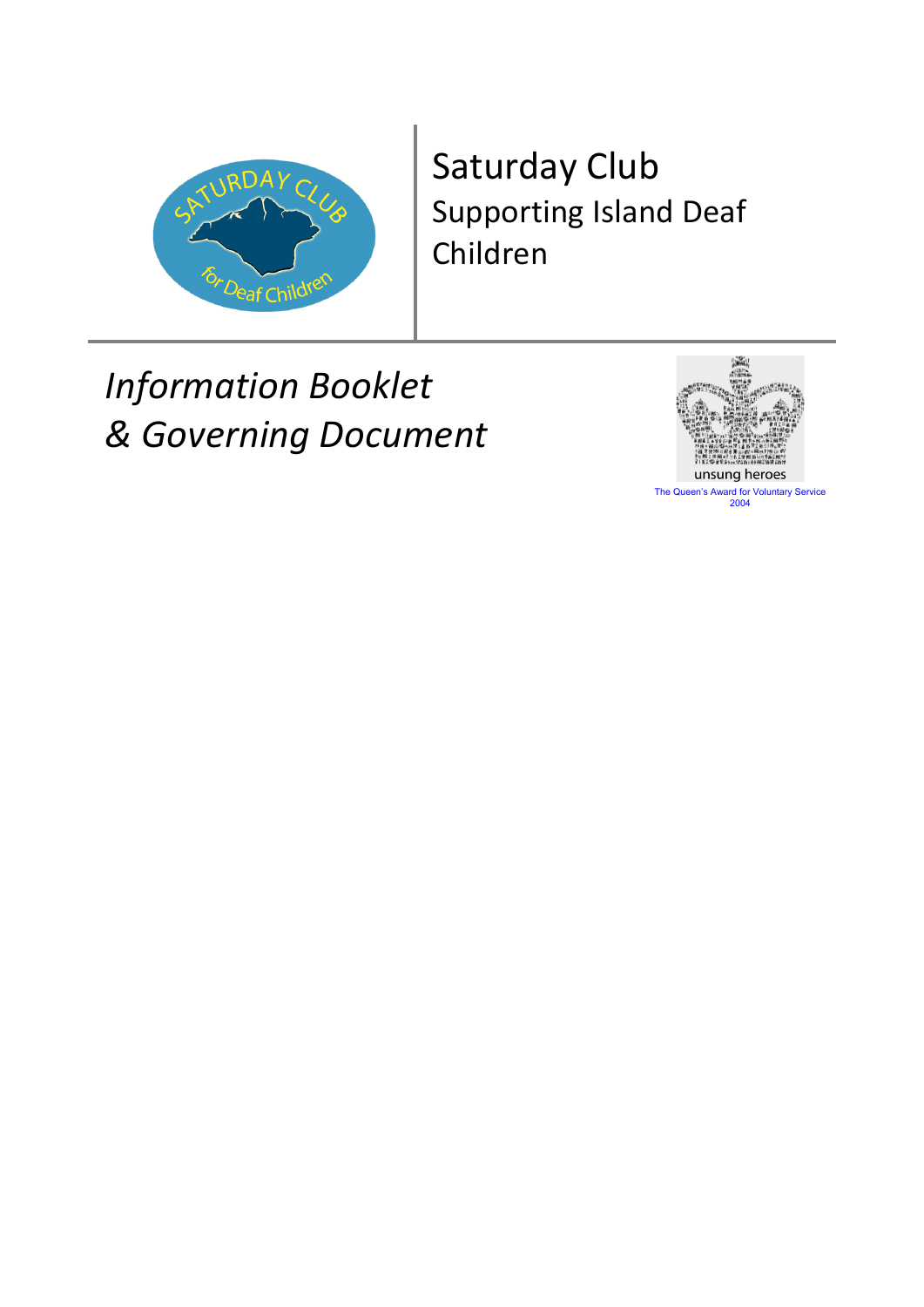# Saturday Club

## Supporting Island Deaf Children

*Information Booklet*
*& Governing Document*

unsung heroes

The Queen's Award for Voluntary Service 2004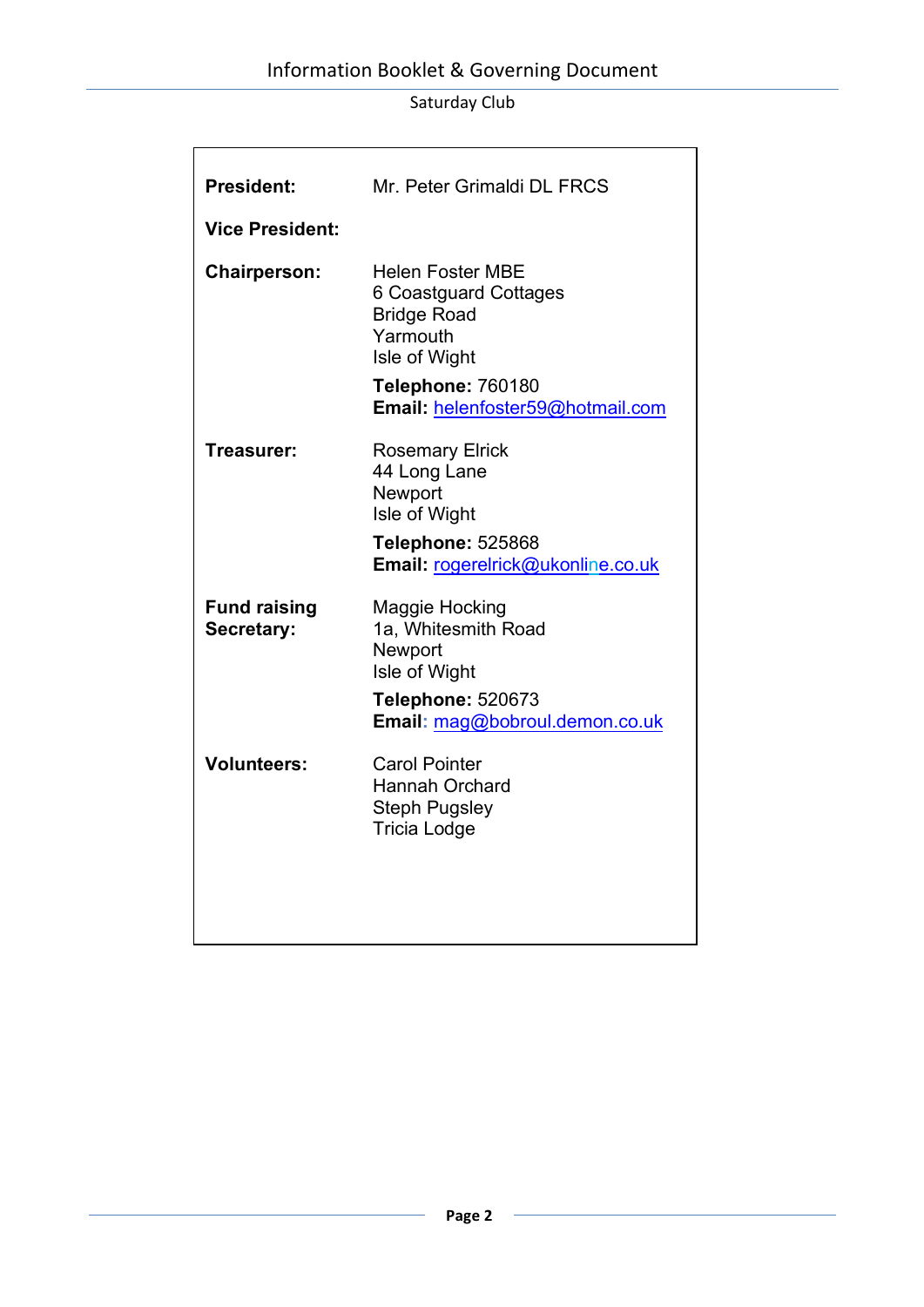**President:** Mr. Peter Grimaldi DL FRCS

**Vice President:**

**Chairperson:** Helen Foster MBE
6 Coastguard Cottages
Bridge Road
Yarmouth
Isle of Wight

**Telephone:** 760180
**Email:** helenfoster59@hotmail.com

**Treasurer:** Rosemary Elrick
44 Long Lane
Newport
Isle of Wight

**Telephone:** 525868
**Email:** rogerelrick@ukonline.co.uk

**Fund raising Secretary:** Maggie Hocking
1a, Whitesmith Road
Newport
Isle of Wight

**Telephone:** 520673
**Email**: mag@bobroul.demon.co.uk

**Volunteers:** Carol Pointer
Hannah Orchard
Steph Pugsley
Tricia Lodge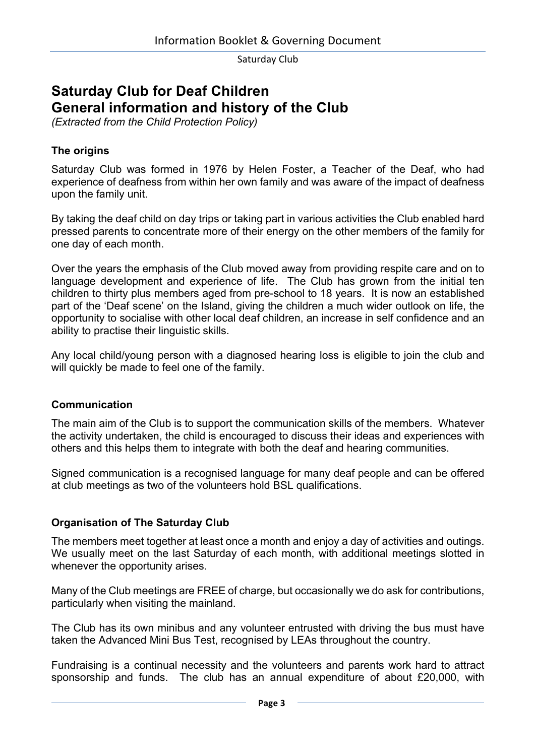# Saturday Club for Deaf Children
# General information and history of the Club

*(Extracted from the Child Protection Policy)*

### The origins

Saturday Club was formed in 1976 by Helen Foster, a Teacher of the Deaf, who had experience of deafness from within her own family and was aware of the impact of deafness upon the family unit.

By taking the deaf child on day trips or taking part in various activities the Club enabled hard pressed parents to concentrate more of their energy on the other members of the family for one day of each month.

Over the years the emphasis of the Club moved away from providing respite care and on to language development and experience of life. The Club has grown from the initial ten children to thirty plus members aged from pre-school to 18 years. It is now an established part of the 'Deaf scene' on the Island, giving the children a much wider outlook on life, the opportunity to socialise with other local deaf children, an increase in self confidence and an ability to practise their linguistic skills.

Any local child/young person with a diagnosed hearing loss is eligible to join the club and will quickly be made to feel one of the family.

### Communication

The main aim of the Club is to support the communication skills of the members. Whatever the activity undertaken, the child is encouraged to discuss their ideas and experiences with others and this helps them to integrate with both the deaf and hearing communities.

Signed communication is a recognised language for many deaf people and can be offered at club meetings as two of the volunteers hold BSL qualifications.

### Organisation of The Saturday Club

The members meet together at least once a month and enjoy a day of activities and outings. We usually meet on the last Saturday of each month, with additional meetings slotted in whenever the opportunity arises.

Many of the Club meetings are FREE of charge, but occasionally we do ask for contributions, particularly when visiting the mainland.

The Club has its own minibus and any volunteer entrusted with driving the bus must have taken the Advanced Mini Bus Test, recognised by LEAs throughout the country.

Fundraising is a continual necessity and the volunteers and parents work hard to attract sponsorship and funds. The club has an annual expenditure of about £20,000, with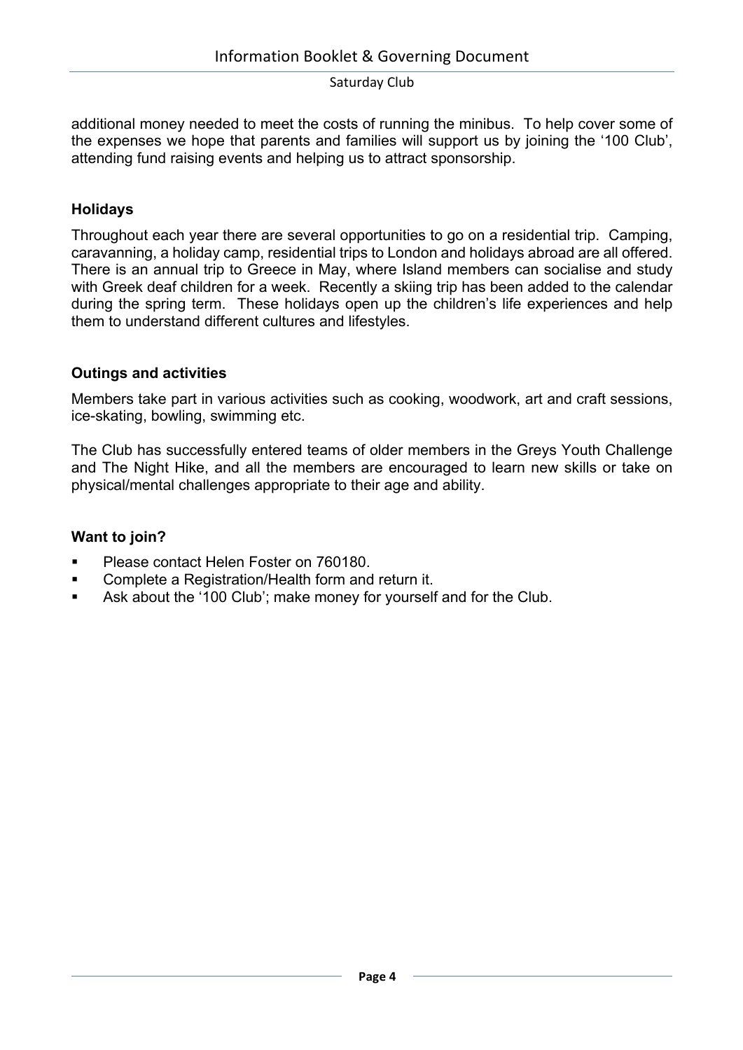additional money needed to meet the costs of running the minibus. To help cover some of the expenses we hope that parents and families will support us by joining the '100 Club', attending fund raising events and helping us to attract sponsorship.

### Holidays

Throughout each year there are several opportunities to go on a residential trip. Camping, caravanning, a holiday camp, residential trips to London and holidays abroad are all offered. There is an annual trip to Greece in May, where Island members can socialise and study with Greek deaf children for a week. Recently a skiing trip has been added to the calendar during the spring term. These holidays open up the children's life experiences and help them to understand different cultures and lifestyles.

### Outings and activities

Members take part in various activities such as cooking, woodwork, art and craft sessions, ice-skating, bowling, swimming etc.

The Club has successfully entered teams of older members in the Greys Youth Challenge and The Night Hike, and all the members are encouraged to learn new skills or take on physical/mental challenges appropriate to their age and ability.

### Want to join?

- Please contact Helen Foster on 760180.
- Complete a Registration/Health form and return it.
- Ask about the '100 Club'; make money for yourself and for the Club.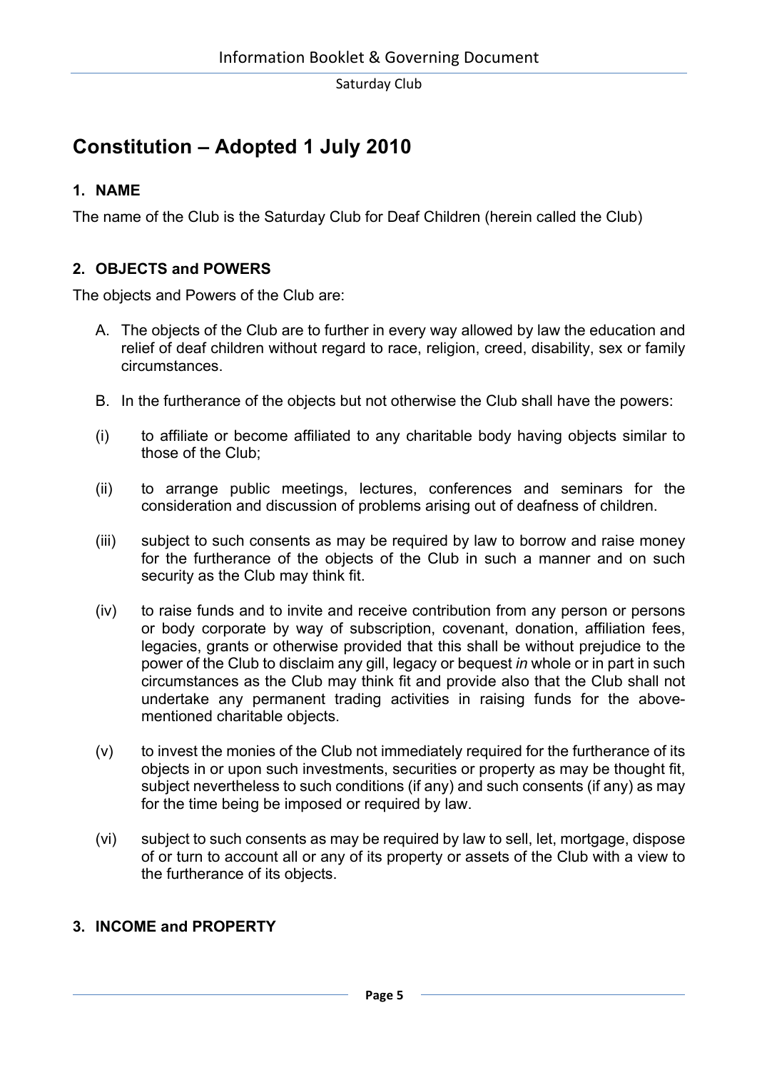# Constitution – Adopted 1 July 2010

## 1. NAME

The name of the Club is the Saturday Club for Deaf Children (herein called the Club)

## 2. OBJECTS and POWERS

The objects and Powers of the Club are:

A. The objects of the Club are to further in every way allowed by law the education and relief of deaf children without regard to race, religion, creed, disability, sex or family circumstances.

B. In the furtherance of the objects but not otherwise the Club shall have the powers:

(i) to affiliate or become affiliated to any charitable body having objects similar to those of the Club;

(ii) to arrange public meetings, lectures, conferences and seminars for the consideration and discussion of problems arising out of deafness of children.

(iii) subject to such consents as may be required by law to borrow and raise money for the furtherance of the objects of the Club in such a manner and on such security as the Club may think fit.

(iv) to raise funds and to invite and receive contribution from any person or persons or body corporate by way of subscription, covenant, donation, affiliation fees, legacies, grants or otherwise provided that this shall be without prejudice to the power of the Club to disclaim any gill, legacy or bequest *in* whole or in part in such circumstances as the Club may think fit and provide also that the Club shall not undertake any permanent trading activities in raising funds for the above-mentioned charitable objects.

(v) to invest the monies of the Club not immediately required for the furtherance of its objects in or upon such investments, securities or property as may be thought fit, subject nevertheless to such conditions (if any) and such consents (if any) as may for the time being be imposed or required by law.

(vi) subject to such consents as may be required by law to sell, let, mortgage, dispose of or turn to account all or any of its property or assets of the Club with a view to the furtherance of its objects.

## 3. INCOME and PROPERTY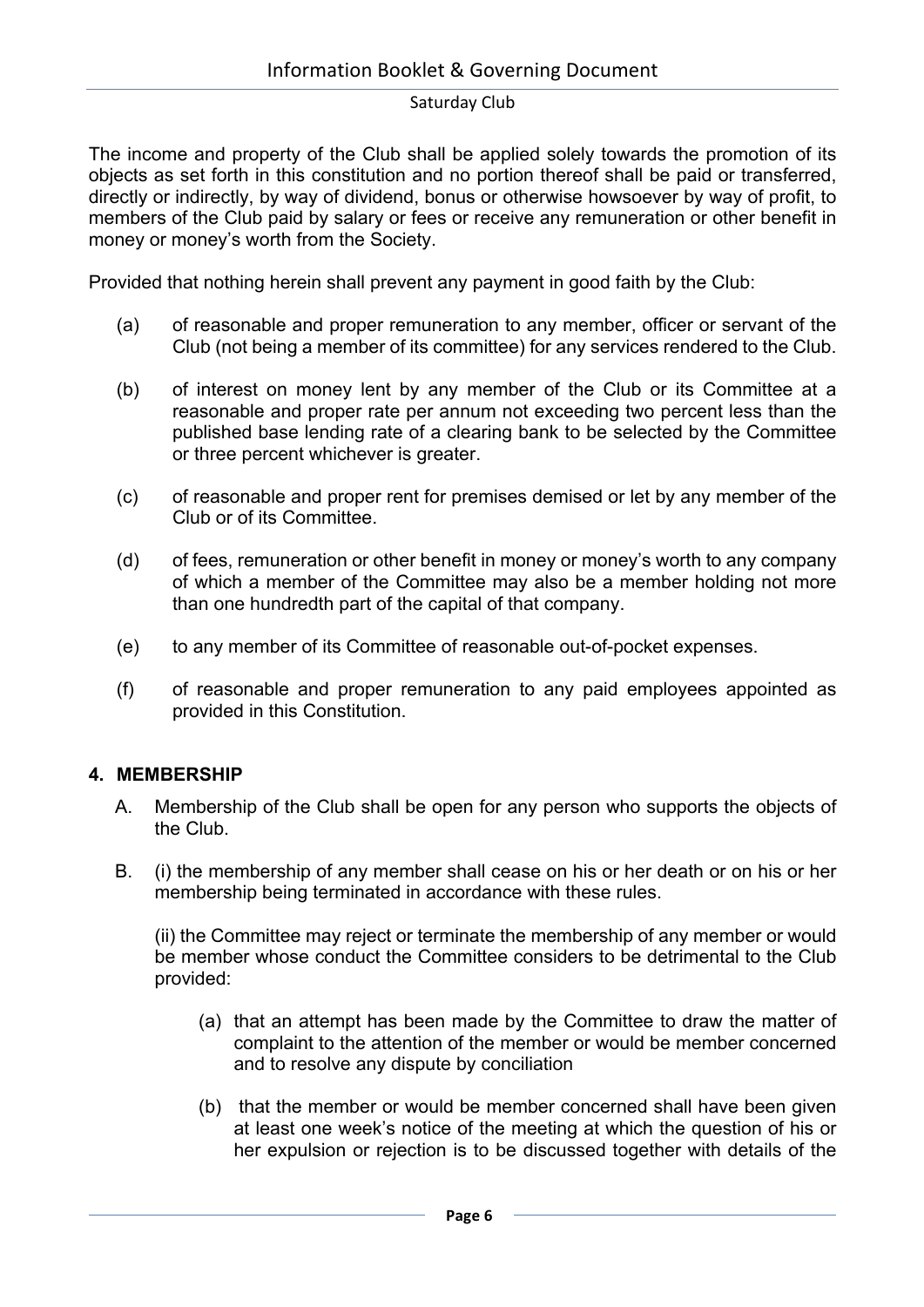The income and property of the Club shall be applied solely towards the promotion of its objects as set forth in this constitution and no portion thereof shall be paid or transferred, directly or indirectly, by way of dividend, bonus or otherwise howsoever by way of profit, to members of the Club paid by salary or fees or receive any remuneration or other benefit in money or money's worth from the Society.

Provided that nothing herein shall prevent any payment in good faith by the Club:

(a) of reasonable and proper remuneration to any member, officer or servant of the Club (not being a member of its committee) for any services rendered to the Club.

(b) of interest on money lent by any member of the Club or its Committee at a reasonable and proper rate per annum not exceeding two percent less than the published base lending rate of a clearing bank to be selected by the Committee or three percent whichever is greater.

(c) of reasonable and proper rent for premises demised or let by any member of the Club or of its Committee.

(d) of fees, remuneration or other benefit in money or money's worth to any company of which a member of the Committee may also be a member holding not more than one hundredth part of the capital of that company.

(e) to any member of its Committee of reasonable out-of-pocket expenses.

(f) of reasonable and proper remuneration to any paid employees appointed as provided in this Constitution.

## 4. MEMBERSHIP

A. Membership of the Club shall be open for any person who supports the objects of the Club.

B. (i) the membership of any member shall cease on his or her death or on his or her membership being terminated in accordance with these rules.

(ii) the Committee may reject or terminate the membership of any member or would be member whose conduct the Committee considers to be detrimental to the Club provided:

(a) that an attempt has been made by the Committee to draw the matter of complaint to the attention of the member or would be member concerned and to resolve any dispute by conciliation

(b) that the member or would be member concerned shall have been given at least one week's notice of the meeting at which the question of his or her expulsion or rejection is to be discussed together with details of the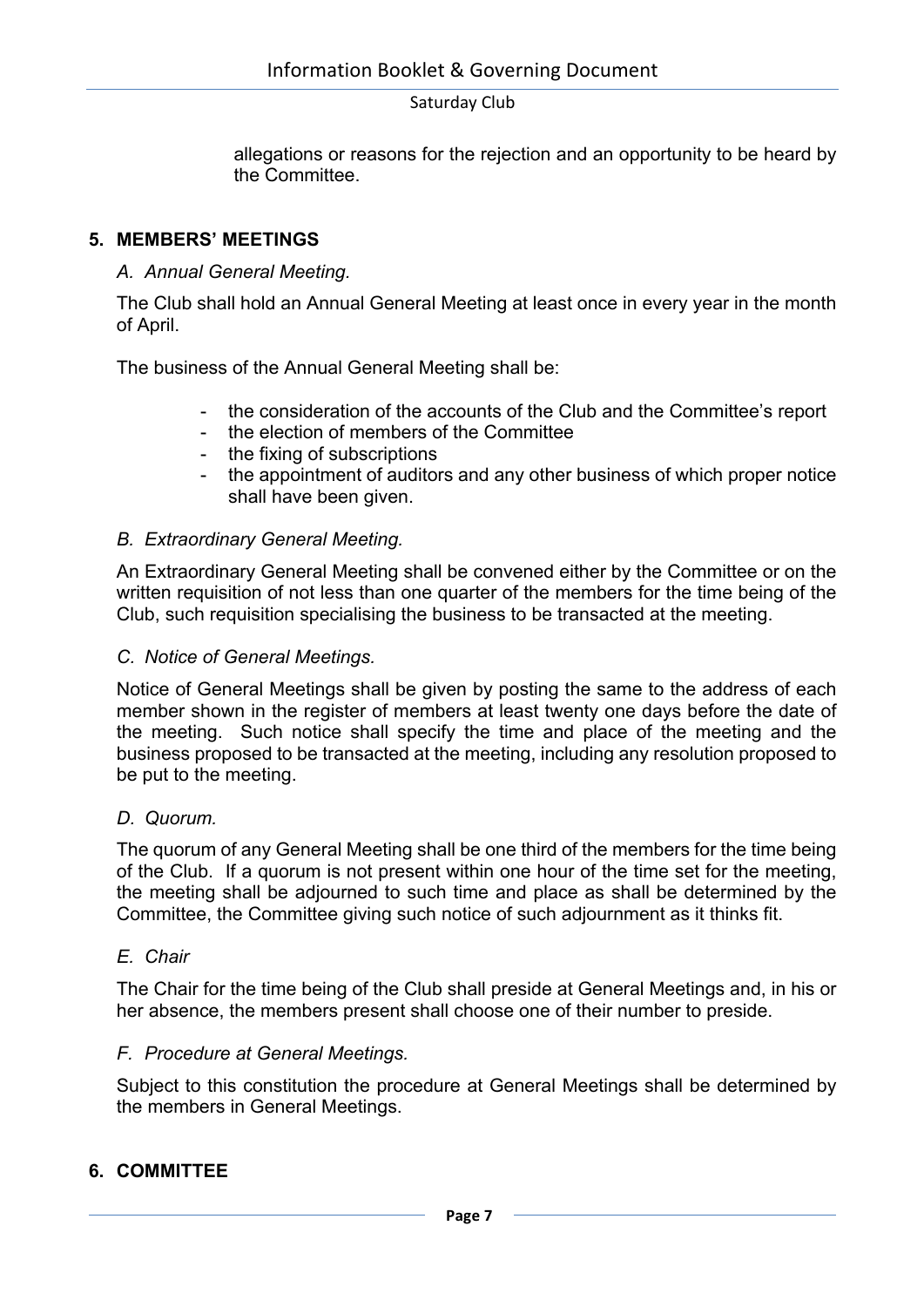allegations or reasons for the rejection and an opportunity to be heard by the Committee.

## 5. MEMBERS' MEETINGS

*A. Annual General Meeting.*

The Club shall hold an Annual General Meeting at least once in every year in the month of April.

The business of the Annual General Meeting shall be:

- the consideration of the accounts of the Club and the Committee's report
- the election of members of the Committee
- the fixing of subscriptions
- the appointment of auditors and any other business of which proper notice shall have been given.

*B. Extraordinary General Meeting.*

An Extraordinary General Meeting shall be convened either by the Committee or on the written requisition of not less than one quarter of the members for the time being of the Club, such requisition specialising the business to be transacted at the meeting.

*C. Notice of General Meetings.*

Notice of General Meetings shall be given by posting the same to the address of each member shown in the register of members at least twenty one days before the date of the meeting. Such notice shall specify the time and place of the meeting and the business proposed to be transacted at the meeting, including any resolution proposed to be put to the meeting.

*D. Quorum.*

The quorum of any General Meeting shall be one third of the members for the time being of the Club. If a quorum is not present within one hour of the time set for the meeting, the meeting shall be adjourned to such time and place as shall be determined by the Committee, the Committee giving such notice of such adjournment as it thinks fit.

*E. Chair*

The Chair for the time being of the Club shall preside at General Meetings and, in his or her absence, the members present shall choose one of their number to preside.

*F. Procedure at General Meetings.*

Subject to this constitution the procedure at General Meetings shall be determined by the members in General Meetings.

## 6. COMMITTEE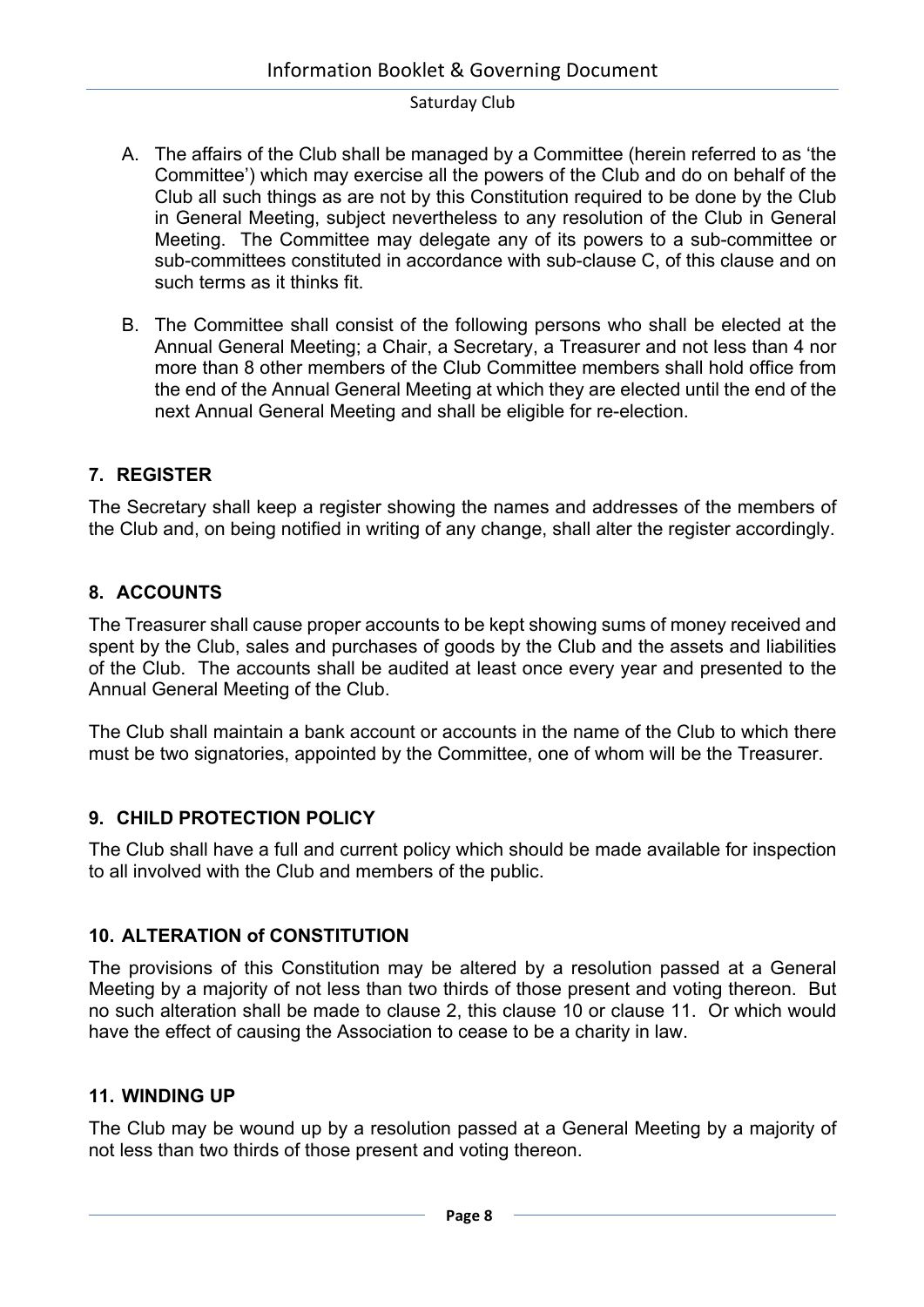A. The affairs of the Club shall be managed by a Committee (herein referred to as 'the Committee') which may exercise all the powers of the Club and do on behalf of the Club all such things as are not by this Constitution required to be done by the Club in General Meeting, subject nevertheless to any resolution of the Club in General Meeting. The Committee may delegate any of its powers to a sub-committee or sub-committees constituted in accordance with sub-clause C, of this clause and on such terms as it thinks fit.

B. The Committee shall consist of the following persons who shall be elected at the Annual General Meeting; a Chair, a Secretary, a Treasurer and not less than 4 nor more than 8 other members of the Club Committee members shall hold office from the end of the Annual General Meeting at which they are elected until the end of the next Annual General Meeting and shall be eligible for re-election.

## 7. REGISTER

The Secretary shall keep a register showing the names and addresses of the members of the Club and, on being notified in writing of any change, shall alter the register accordingly.

## 8. ACCOUNTS

The Treasurer shall cause proper accounts to be kept showing sums of money received and spent by the Club, sales and purchases of goods by the Club and the assets and liabilities of the Club. The accounts shall be audited at least once every year and presented to the Annual General Meeting of the Club.

The Club shall maintain a bank account or accounts in the name of the Club to which there must be two signatories, appointed by the Committee, one of whom will be the Treasurer.

## 9. CHILD PROTECTION POLICY

The Club shall have a full and current policy which should be made available for inspection to all involved with the Club and members of the public.

## 10. ALTERATION of CONSTITUTION

The provisions of this Constitution may be altered by a resolution passed at a General Meeting by a majority of not less than two thirds of those present and voting thereon. But no such alteration shall be made to clause 2, this clause 10 or clause 11. Or which would have the effect of causing the Association to cease to be a charity in law.

## 11. WINDING UP

The Club may be wound up by a resolution passed at a General Meeting by a majority of not less than two thirds of those present and voting thereon.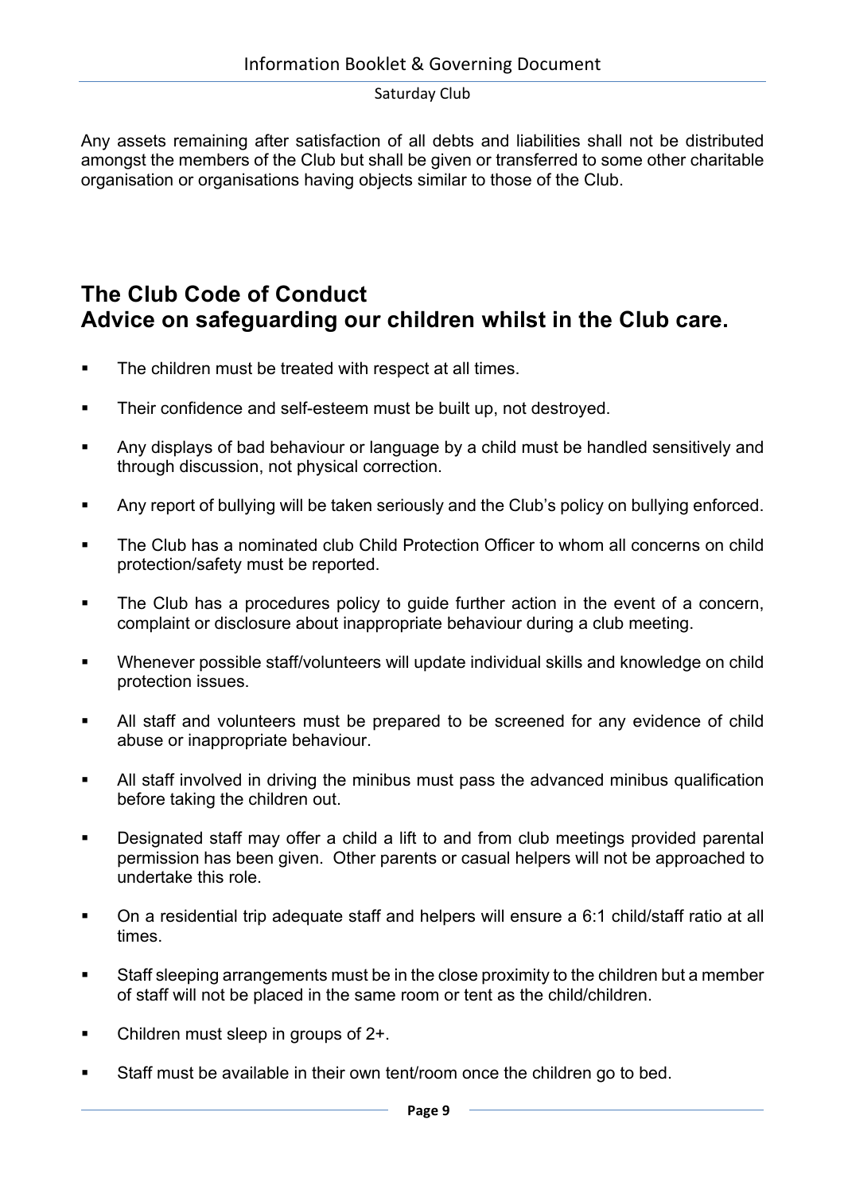Any assets remaining after satisfaction of all debts and liabilities shall not be distributed amongst the members of the Club but shall be given or transferred to some other charitable organisation or organisations having objects similar to those of the Club.

## The Club Code of Conduct
## Advice on safeguarding our children whilst in the Club care.

- The children must be treated with respect at all times.
- Their confidence and self-esteem must be built up, not destroyed.
- Any displays of bad behaviour or language by a child must be handled sensitively and through discussion, not physical correction.
- Any report of bullying will be taken seriously and the Club's policy on bullying enforced.
- The Club has a nominated club Child Protection Officer to whom all concerns on child protection/safety must be reported.
- The Club has a procedures policy to guide further action in the event of a concern, complaint or disclosure about inappropriate behaviour during a club meeting.
- Whenever possible staff/volunteers will update individual skills and knowledge on child protection issues.
- All staff and volunteers must be prepared to be screened for any evidence of child abuse or inappropriate behaviour.
- All staff involved in driving the minibus must pass the advanced minibus qualification before taking the children out.
- Designated staff may offer a child a lift to and from club meetings provided parental permission has been given. Other parents or casual helpers will not be approached to undertake this role.
- On a residential trip adequate staff and helpers will ensure a 6:1 child/staff ratio at all times.
- Staff sleeping arrangements must be in the close proximity to the children but a member of staff will not be placed in the same room or tent as the child/children.
- Children must sleep in groups of 2+.
- Staff must be available in their own tent/room once the children go to bed.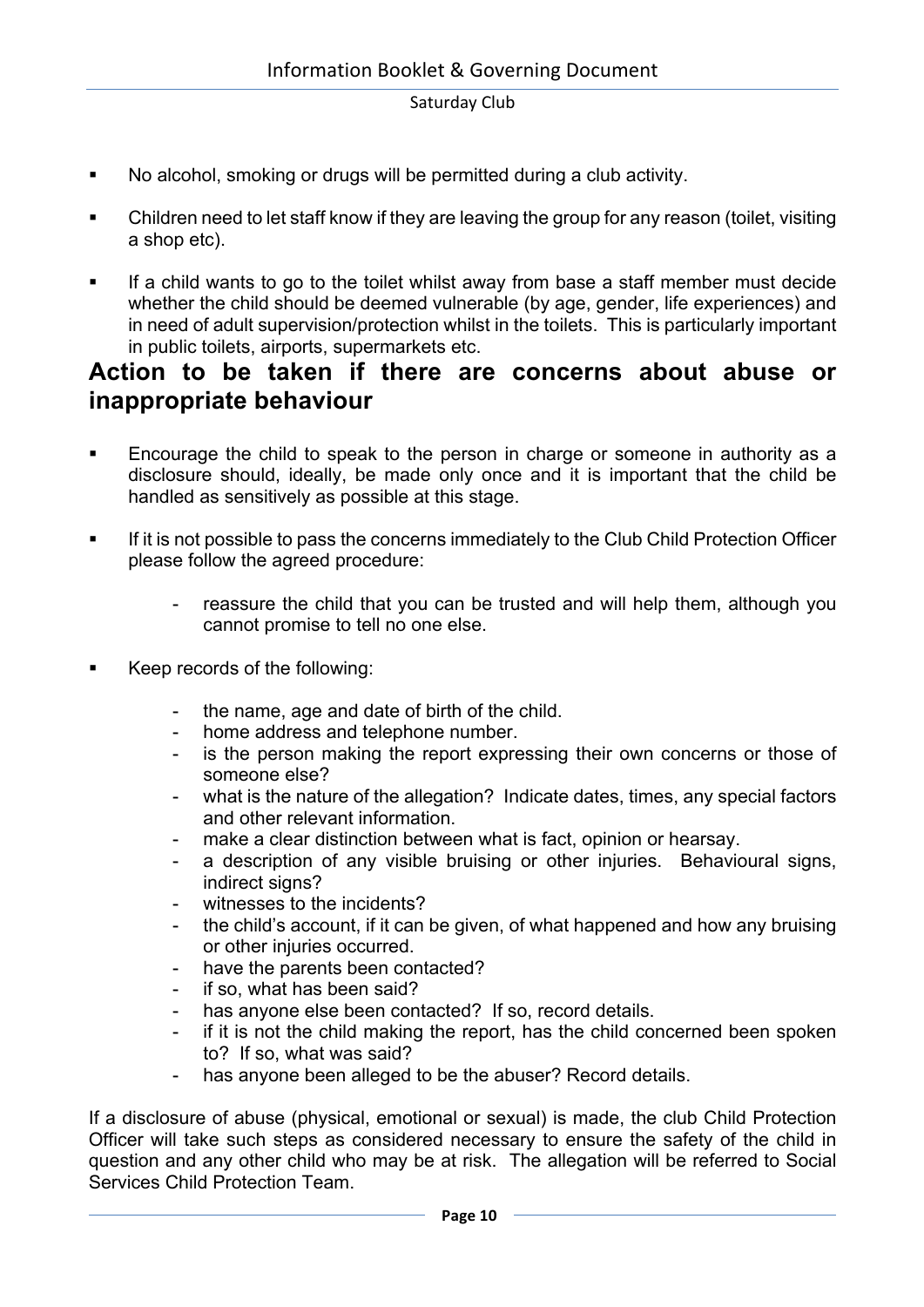- No alcohol, smoking or drugs will be permitted during a club activity.
- Children need to let staff know if they are leaving the group for any reason (toilet, visiting a shop etc).
- If a child wants to go to the toilet whilst away from base a staff member must decide whether the child should be deemed vulnerable (by age, gender, life experiences) and in need of adult supervision/protection whilst in the toilets. This is particularly important in public toilets, airports, supermarkets etc.

## Action to be taken if there are concerns about abuse or inappropriate behaviour

- Encourage the child to speak to the person in charge or someone in authority as a disclosure should, ideally, be made only once and it is important that the child be handled as sensitively as possible at this stage.
- If it is not possible to pass the concerns immediately to the Club Child Protection Officer please follow the agreed procedure:
  - reassure the child that you can be trusted and will help them, although you cannot promise to tell no one else.
- Keep records of the following:
  - the name, age and date of birth of the child.
  - home address and telephone number.
  - is the person making the report expressing their own concerns or those of someone else?
  - what is the nature of the allegation? Indicate dates, times, any special factors and other relevant information.
  - make a clear distinction between what is fact, opinion or hearsay.
  - a description of any visible bruising or other injuries. Behavioural signs, indirect signs?
  - witnesses to the incidents?
  - the child's account, if it can be given, of what happened and how any bruising or other injuries occurred.
  - have the parents been contacted?
  - if so, what has been said?
  - has anyone else been contacted? If so, record details.
  - if it is not the child making the report, has the child concerned been spoken to? If so, what was said?
  - has anyone been alleged to be the abuser? Record details.

If a disclosure of abuse (physical, emotional or sexual) is made, the club Child Protection Officer will take such steps as considered necessary to ensure the safety of the child in question and any other child who may be at risk. The allegation will be referred to Social Services Child Protection Team.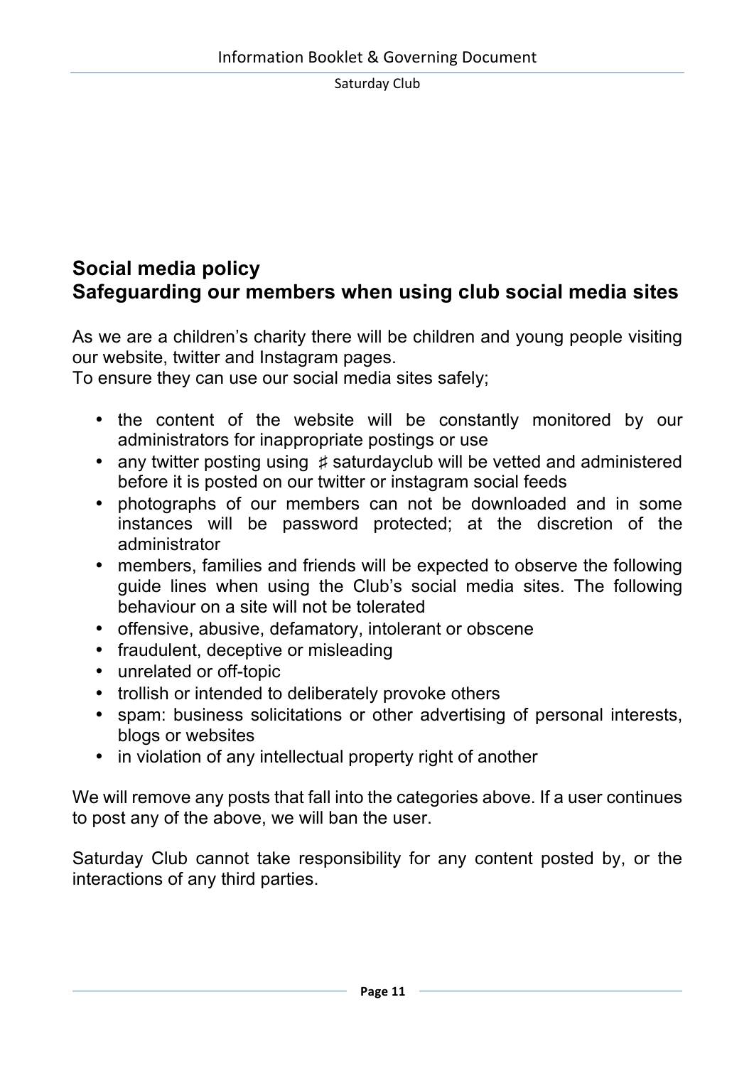## Social media policy
## Safeguarding our members when using club social media sites

As we are a children's charity there will be children and young people visiting our website, twitter and Instagram pages.
To ensure they can use our social media sites safely;

- the content of the website will be constantly monitored by our administrators for inappropriate postings or use
- any twitter posting using ♯ saturdayclub will be vetted and administered before it is posted on our twitter or instagram social feeds
- photographs of our members can not be downloaded and in some instances will be password protected; at the discretion of the administrator
- members, families and friends will be expected to observe the following guide lines when using the Club's social media sites. The following behaviour on a site will not be tolerated
- offensive, abusive, defamatory, intolerant or obscene
- fraudulent, deceptive or misleading
- unrelated or off-topic
- trollish or intended to deliberately provoke others
- spam: business solicitations or other advertising of personal interests, blogs or websites
- in violation of any intellectual property right of another

We will remove any posts that fall into the categories above. If a user continues to post any of the above, we will ban the user.

Saturday Club cannot take responsibility for any content posted by, or the interactions of any third parties.